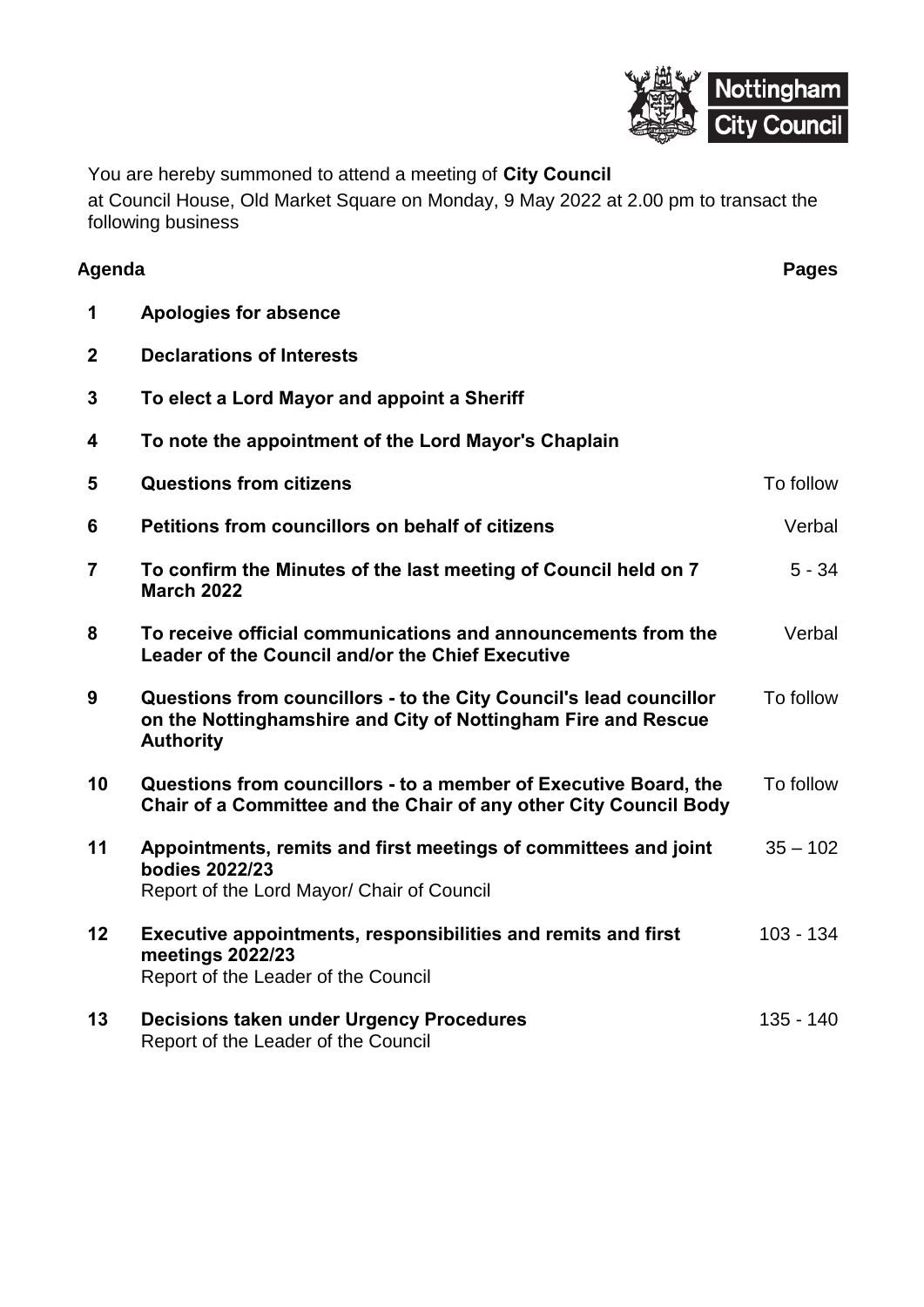You are hereby summoned to attend a meeting of **City Council** at Council House, Old Market Square on Monday, 9 May 2022 at 2.00 pm to transact the following business

| **Agenda** | | **Pages** |
|---|---|---|
| **1** | **Apologies for absence** | |
| **2** | **Declarations of Interests** | |
| **3** | **To elect a Lord Mayor and appoint a Sheriff** | |
| **4** | **To note the appointment of the Lord Mayor's Chaplain** | |
| **5** | **Questions from citizens** | To follow |
| **6** | **Petitions from councillors on behalf of citizens** | Verbal |
| **7** | **To confirm the Minutes of the last meeting of Council held on 7 March 2022** | 5 - 34 |
| **8** | **To receive official communications and announcements from the Leader of the Council and/or the Chief Executive** | Verbal |
| **9** | **Questions from councillors - to the City Council's lead councillor on the Nottinghamshire and City of Nottingham Fire and Rescue Authority** | To follow |
| **10** | **Questions from councillors - to a member of Executive Board, the Chair of a Committee and the Chair of any other City Council Body** | To follow |
| **11** | **Appointments, remits and first meetings of committees and joint bodies 2022/23**<br>Report of the Lord Mayor/ Chair of Council | 35 – 102 |
| **12** | **Executive appointments, responsibilities and remits and first meetings 2022/23**<br>Report of the Leader of the Council | 103 - 134 |
| **13** | **Decisions taken under Urgency Procedures**<br>Report of the Leader of the Council | 135 - 140 |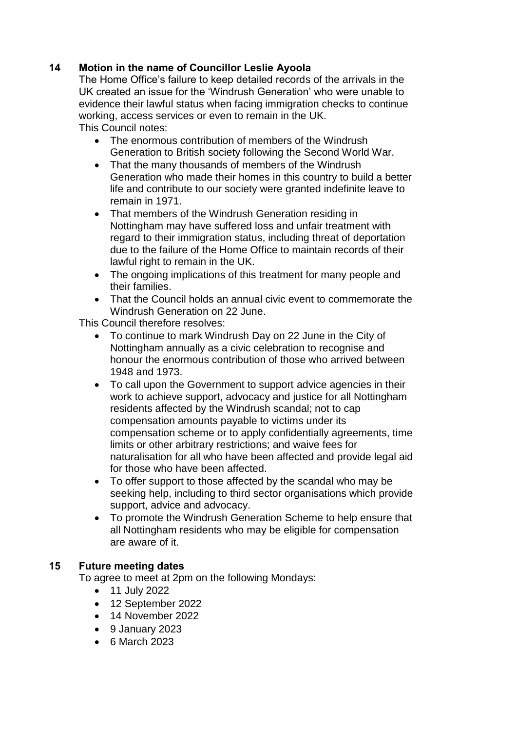## 14 Motion in the name of Councillor Leslie Ayoola

The Home Office's failure to keep detailed records of the arrivals in the UK created an issue for the 'Windrush Generation' who were unable to evidence their lawful status when facing immigration checks to continue working, access services or even to remain in the UK.

This Council notes:

- The enormous contribution of members of the Windrush Generation to British society following the Second World War.
- That the many thousands of members of the Windrush Generation who made their homes in this country to build a better life and contribute to our society were granted indefinite leave to remain in 1971.
- That members of the Windrush Generation residing in Nottingham may have suffered loss and unfair treatment with regard to their immigration status, including threat of deportation due to the failure of the Home Office to maintain records of their lawful right to remain in the UK.
- The ongoing implications of this treatment for many people and their families.
- That the Council holds an annual civic event to commemorate the Windrush Generation on 22 June.

This Council therefore resolves:

- To continue to mark Windrush Day on 22 June in the City of Nottingham annually as a civic celebration to recognise and honour the enormous contribution of those who arrived between 1948 and 1973.
- To call upon the Government to support advice agencies in their work to achieve support, advocacy and justice for all Nottingham residents affected by the Windrush scandal; not to cap compensation amounts payable to victims under its compensation scheme or to apply confidentially agreements, time limits or other arbitrary restrictions; and waive fees for naturalisation for all who have been affected and provide legal aid for those who have been affected.
- To offer support to those affected by the scandal who may be seeking help, including to third sector organisations which provide support, advice and advocacy.
- To promote the Windrush Generation Scheme to help ensure that all Nottingham residents who may be eligible for compensation are aware of it.

## 15 Future meeting dates

To agree to meet at 2pm on the following Mondays:

- 11 July 2022
- 12 September 2022
- 14 November 2022
- 9 January 2023
- 6 March 2023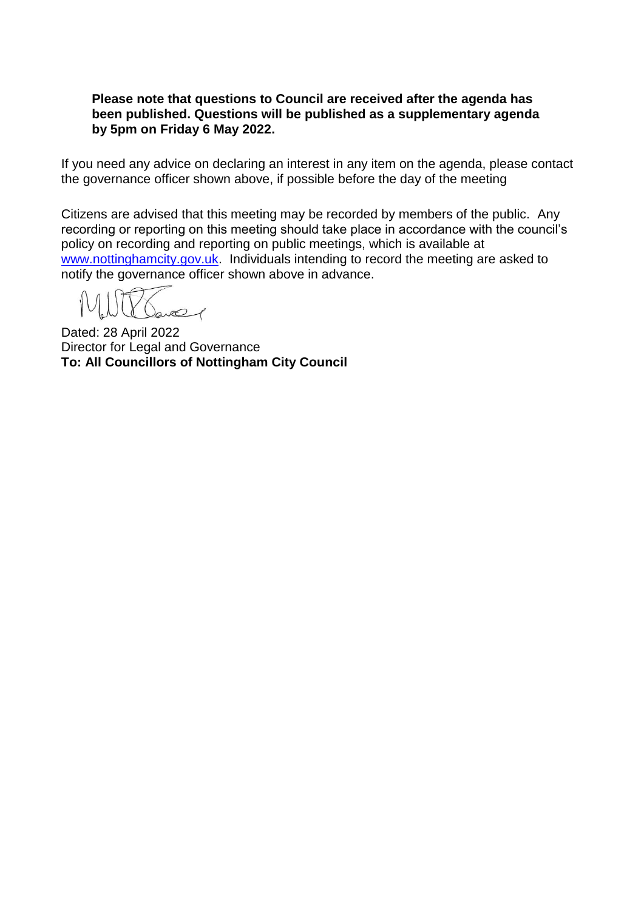**Please note that questions to Council are received after the agenda has been published. Questions will be published as a supplementary agenda by 5pm on Friday 6 May 2022.**

If you need any advice on declaring an interest in any item on the agenda, please contact the governance officer shown above, if possible before the day of the meeting

Citizens are advised that this meeting may be recorded by members of the public. Any recording or reporting on this meeting should take place in accordance with the council's policy on recording and reporting on public meetings, which is available at www.nottinghamcity.gov.uk. Individuals intending to record the meeting are asked to notify the governance officer shown above in advance.

Dated: 28 April 2022
Director for Legal and Governance
**To: All Councillors of Nottingham City Council**